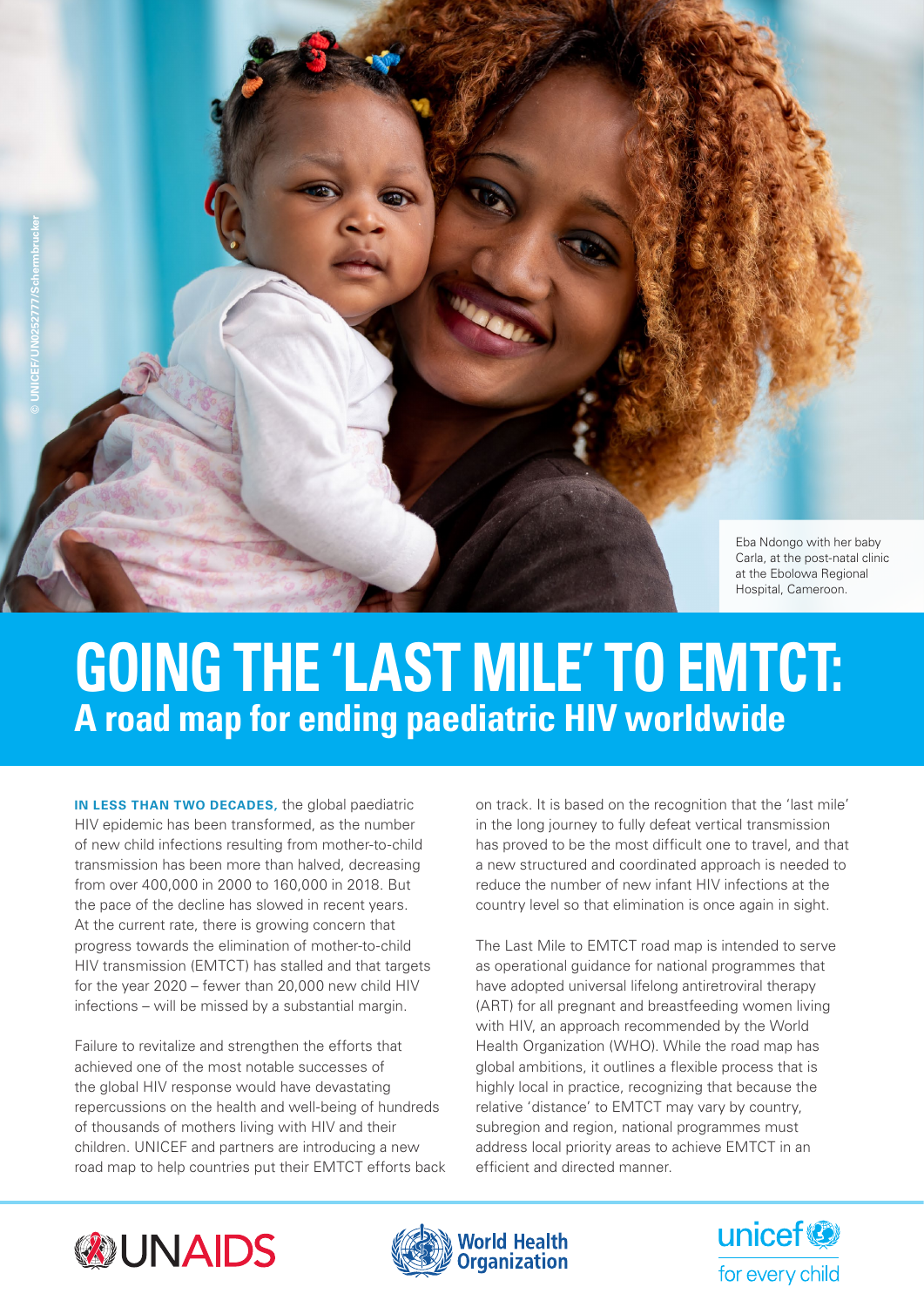© UNICEF/UN0252777/Schermbrucker

Eba Ndongo with her baby Carla, at the post-natal clinic at the Ebolowa Regional Hospital, Cameroon.

# GOING THE 'LAST MILE' TO EMTCT:

## A road map for ending paediatric HIV worldwide

**IN LESS THAN TWO DECADES,** the global paediatric HIV epidemic has been transformed, as the number of new child infections resulting from mother-to-child transmission has been more than halved, decreasing from over 400,000 in 2000 to 160,000 in 2018. But the pace of the decline has slowed in recent years. At the current rate, there is growing concern that progress towards the elimination of mother-to-child HIV transmission (EMTCT) has stalled and that targets for the year 2020 – fewer than 20,000 new child HIV infections – will be missed by a substantial margin.

Failure to revitalize and strengthen the efforts that achieved one of the most notable successes of the global HIV response would have devastating repercussions on the health and well-being of hundreds of thousands of mothers living with HIV and their children. UNICEF and partners are introducing a new road map to help countries put their EMTCT efforts back on track. It is based on the recognition that the 'last mile' in the long journey to fully defeat vertical transmission has proved to be the most difficult one to travel, and that a new structured and coordinated approach is needed to reduce the number of new infant HIV infections at the country level so that elimination is once again in sight.

The Last Mile to EMTCT road map is intended to serve as operational guidance for national programmes that have adopted universal lifelong antiretroviral therapy (ART) for all pregnant and breastfeeding women living with HIV, an approach recommended by the World Health Organization (WHO). While the road map has global ambitions, it outlines a flexible process that is highly local in practice, recognizing that because the relative 'distance' to EMTCT may vary by country, subregion and region, national programmes must address local priority areas to achieve EMTCT in an efficient and directed manner.

UNAIDS World Health Organization unicef for every child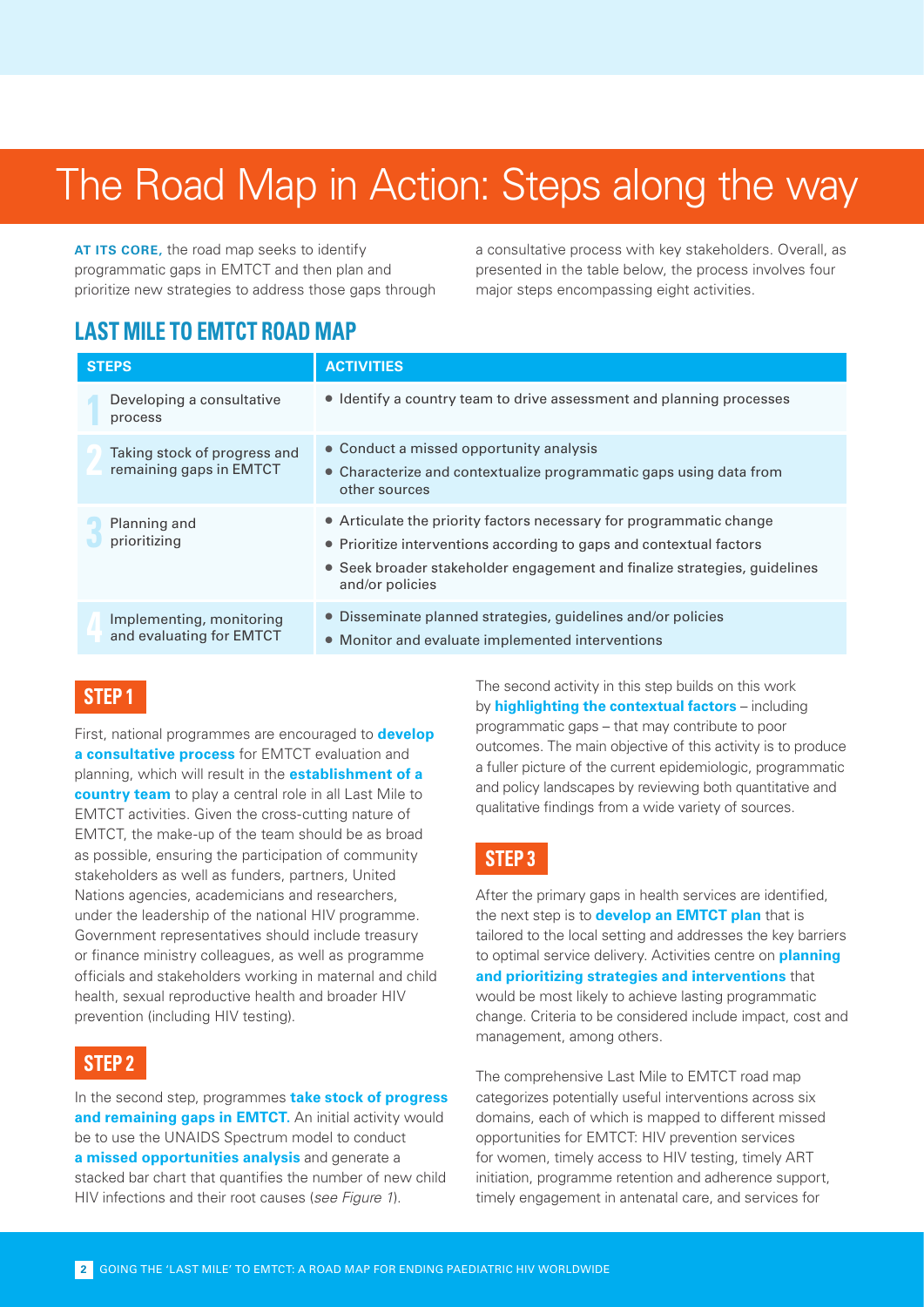# The Road Map in Action: Steps along the way

**AT ITS CORE,** the road map seeks to identify programmatic gaps in EMTCT and then plan and prioritize new strategies to address those gaps through a consultative process with key stakeholders. Overall, as presented in the table below, the process involves four major steps encompassing eight activities.

## LAST MILE TO EMTCT ROAD MAP

| STEPS | ACTIVITIES |
|---|---|
| 1 Developing a consultative process | • Identify a country team to drive assessment and planning processes |
| 2 Taking stock of progress and remaining gaps in EMTCT | • Conduct a missed opportunity analysis<br>• Characterize and contextualize programmatic gaps using data from other sources |
| 3 Planning and prioritizing | • Articulate the priority factors necessary for programmatic change<br>• Prioritize interventions according to gaps and contextual factors<br>• Seek broader stakeholder engagement and finalize strategies, guidelines and/or policies |
| 4 Implementing, monitoring and evaluating for EMTCT | • Disseminate planned strategies, guidelines and/or policies<br>• Monitor and evaluate implemented interventions |

### STEP 1

First, national programmes are encouraged to **develop a consultative process** for EMTCT evaluation and planning, which will result in the **establishment of a country team** to play a central role in all Last Mile to EMTCT activities. Given the cross-cutting nature of EMTCT, the make-up of the team should be as broad as possible, ensuring the participation of community stakeholders as well as funders, partners, United Nations agencies, academicians and researchers, under the leadership of the national HIV programme. Government representatives should include treasury or finance ministry colleagues, as well as programme officials and stakeholders working in maternal and child health, sexual reproductive health and broader HIV prevention (including HIV testing).

### STEP 2

In the second step, programmes **take stock of progress and remaining gaps in EMTCT.** An initial activity would be to use the UNAIDS Spectrum model to conduct **a missed opportunities analysis** and generate a stacked bar chart that quantifies the number of new child HIV infections and their root causes (*see Figure 1*).

The second activity in this step builds on this work by **highlighting the contextual factors** – including programmatic gaps – that may contribute to poor outcomes. The main objective of this activity is to produce a fuller picture of the current epidemiologic, programmatic and policy landscapes by reviewing both quantitative and qualitative findings from a wide variety of sources.

### STEP 3

After the primary gaps in health services are identified, the next step is to **develop an EMTCT plan** that is tailored to the local setting and addresses the key barriers to optimal service delivery. Activities centre on **planning and prioritizing strategies and interventions** that would be most likely to achieve lasting programmatic change. Criteria to be considered include impact, cost and management, among others.

The comprehensive Last Mile to EMTCT road map categorizes potentially useful interventions across six domains, each of which is mapped to different missed opportunities for EMTCT: HIV prevention services for women, timely access to HIV testing, timely ART initiation, programme retention and adherence support, timely engagement in antenatal care, and services for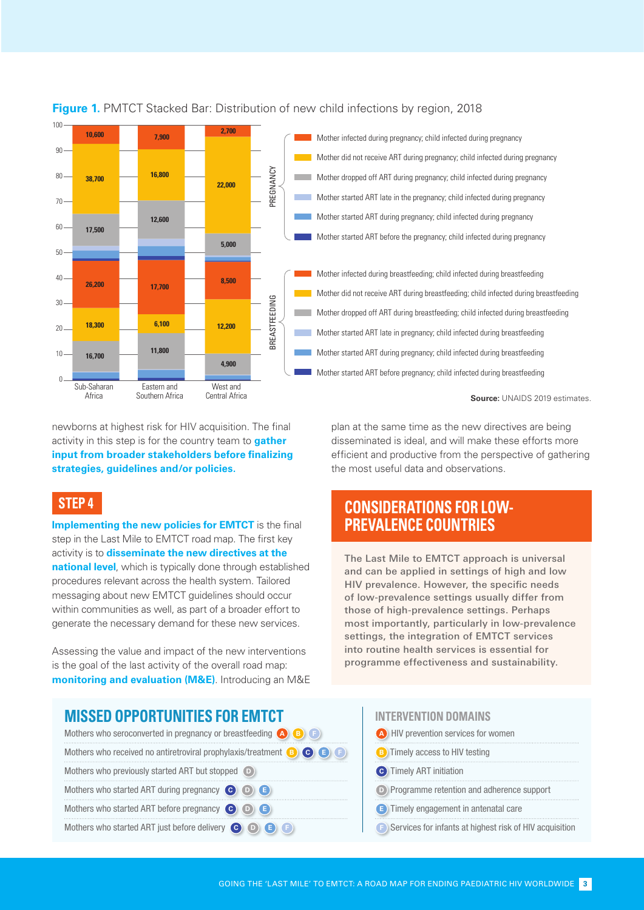**Figure 1.** PMTCT Stacked Bar: Distribution of new child infections by region, 2018

| | Sub-Saharan Africa | Eastern and Southern Africa | West and Central Africa |
|---|---|---|---|
| **PREGNANCY** | | | |
| Mother infected during pregnancy; child infected during pregnancy | 10,600 | 7,900 | 2,700 |
| Mother did not receive ART during pregnancy; child infected during pregnancy | 38,700 | 16,800 | 22,000 |
| Mother dropped off ART during pregnancy; child infected during pregnancy | 17,500 | 12,600 | 5,000 |
| Mother started ART late in the pregnancy; child infected during pregnancy | | | |
| Mother started ART during pregnancy; child infected during pregnancy | | | |
| Mother started ART before the pregnancy; child infected during pregnancy | | | |
| **BREASTFEEDING** | | | |
| Mother infected during breastfeeding; child infected during breastfeeding | 26,200 | 17,700 | 8,500 |
| Mother did not receive ART during breastfeeding; child infected during breastfeeding | 18,300 | 6,100 | 12,200 |
| Mother dropped off ART during breastfeeding; child infected during breastfeeding | 16,700 | 11,800 | 4,900 |
| Mother started ART late in pregnancy; child infected during breastfeeding | | | |
| Mother started ART during pregnancy; child infected during breastfeeding | | | |
| Mother started ART before pregnancy; child infected during breastfeeding | | | |

**Source:** UNAIDS 2019 estimates.

newborns at highest risk for HIV acquisition. The final activity in this step is for the country team to **gather input from broader stakeholders before finalizing strategies, guidelines and/or policies**.

## STEP 4

**Implementing the new policies for EMTCT** is the final step in the Last Mile to EMTCT road map. The first key activity is to **disseminate the new directives at the national level**, which is typically done through established procedures relevant across the health system. Tailored messaging about new EMTCT guidelines should occur within communities as well, as part of a broader effort to generate the necessary demand for these new services.

Assessing the value and impact of the new interventions is the goal of the last activity of the overall road map: **monitoring and evaluation (M&E)**. Introducing an M&E plan at the same time as the new directives are being disseminated is ideal, and will make these efforts more efficient and productive from the perspective of gathering the most useful data and observations.

## CONSIDERATIONS FOR LOW-PREVALENCE COUNTRIES

The Last Mile to EMTCT approach is universal and can be applied in settings of high and low HIV prevalence. However, the specific needs of low-prevalence settings usually differ from those of high-prevalence settings. Perhaps most importantly, particularly in low-prevalence settings, the integration of EMTCT services into routine health services is essential for programme effectiveness and sustainability.

## MISSED OPPORTUNITIES FOR EMTCT

| Missed opportunity | Intervention domains |
|---|---|
| Mothers who seroconverted in pregnancy or breastfeeding | A, B, F |
| Mothers who received no antiretroviral prophylaxis/treatment | B, C, E, F |
| Mothers who previously started ART but stopped | D |
| Mothers who started ART during pregnancy | C, D, E |
| Mothers who started ART before pregnancy | C, D, E |
| Mothers who started ART just before delivery | C, D, E, F |

### INTERVENTION DOMAINS

- **A** HIV prevention services for women
- **B** Timely access to HIV testing
- **C** Timely ART initiation
- **D** Programme retention and adherence support
- **E** Timely engagement in antenatal care
- **F** Services for infants at highest risk of HIV acquisition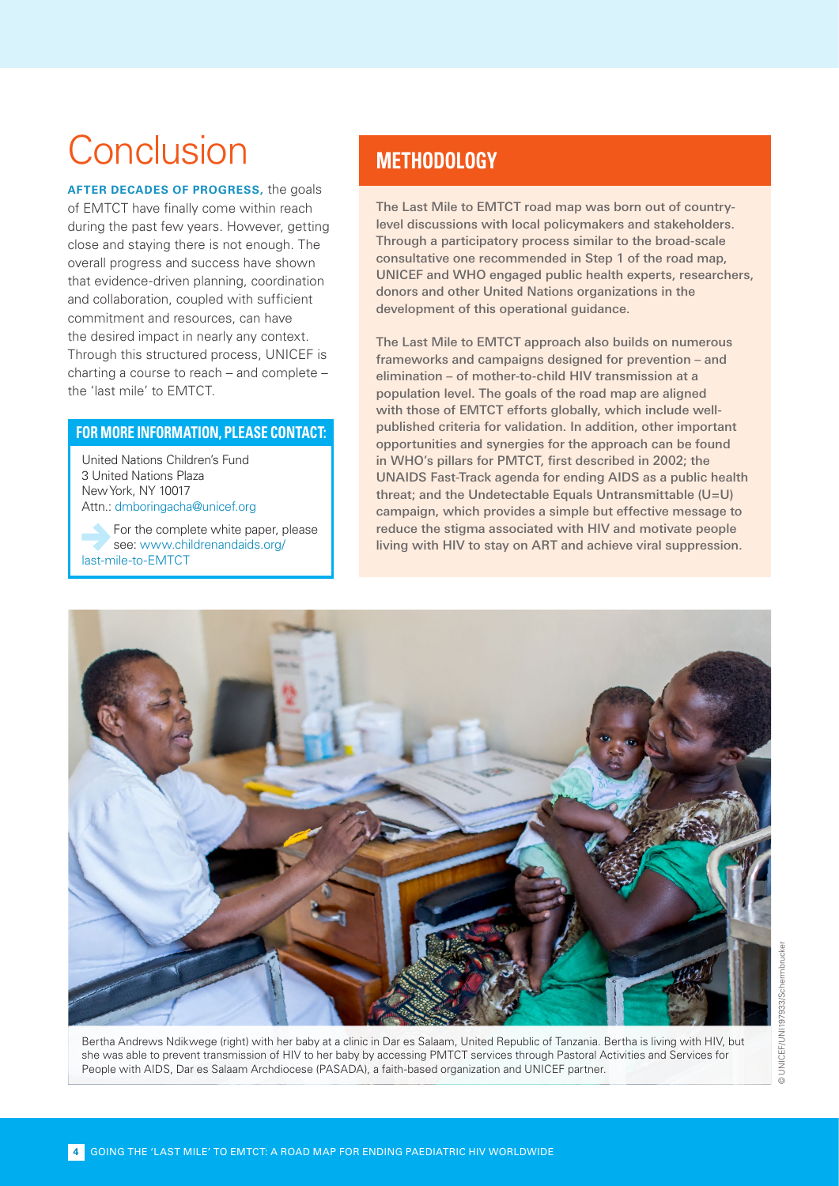# Conclusion

**AFTER DECADES OF PROGRESS,** the goals of EMTCT have finally come within reach during the past few years. However, getting close and staying there is not enough. The overall progress and success have shown that evidence-driven planning, coordination and collaboration, coupled with sufficient commitment and resources, can have the desired impact in nearly any context. Through this structured process, UNICEF is charting a course to reach – and complete – the 'last mile' to EMTCT.

### FOR MORE INFORMATION, PLEASE CONTACT:

United Nations Children's Fund
3 United Nations Plaza
New York, NY 10017
Attn.: dmboringacha@unicef.org

For the complete white paper, please see: www.childrenandaids.org/last-mile-to-EMTCT

## METHODOLOGY

The Last Mile to EMTCT road map was born out of country-level discussions with local policymakers and stakeholders. Through a participatory process similar to the broad-scale consultative one recommended in Step 1 of the road map, UNICEF and WHO engaged public health experts, researchers, donors and other United Nations organizations in the development of this operational guidance.

The Last Mile to EMTCT approach also builds on numerous frameworks and campaigns designed for prevention – and elimination – of mother-to-child HIV transmission at a population level. The goals of the road map are aligned with those of EMTCT efforts globally, which include well-published criteria for validation. In addition, other important opportunities and synergies for the approach can be found in WHO's pillars for PMTCT, first described in 2002; the UNAIDS Fast-Track agenda for ending AIDS as a public health threat; and the Undetectable Equals Untransmittable (U=U) campaign, which provides a simple but effective message to reduce the stigma associated with HIV and motivate people living with HIV to stay on ART and achieve viral suppression.

Bertha Andrews Ndikwege (right) with her baby at a clinic in Dar es Salaam, United Republic of Tanzania. Bertha is living with HIV, but she was able to prevent transmission of HIV to her baby by accessing PMTCT services through Pastoral Activities and Services for People with AIDS, Dar es Salaam Archdiocese (PASADA), a faith-based organization and UNICEF partner.

© UNICEF/UNI197933/Schermbrucker